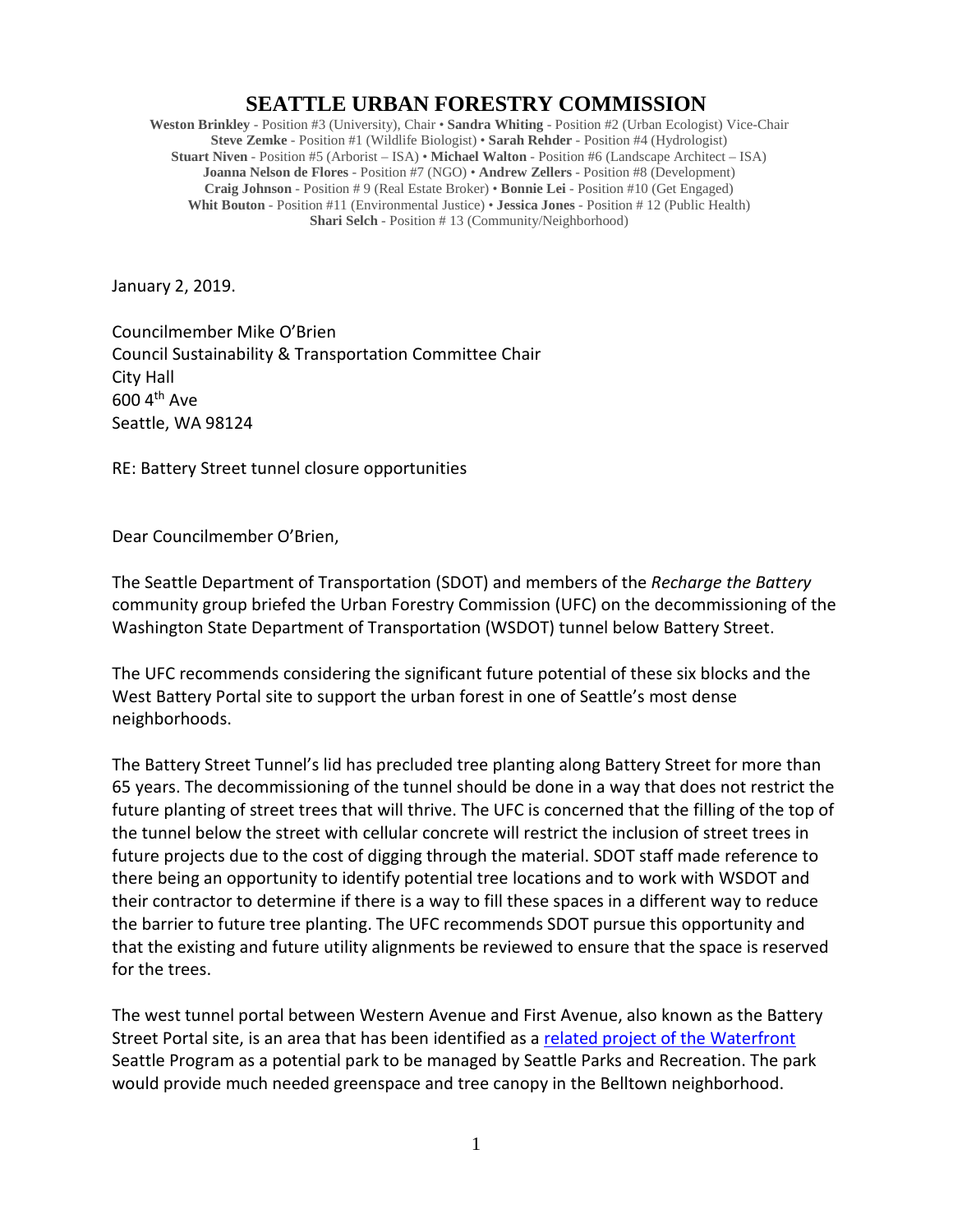# SEATTLE URBAN FORESTRY COMMISSION

**Weston Brinkley** - Position #3 (University), Chair • **Sandra Whiting** - Position #2 (Urban Ecologist) Vice-Chair
**Steve Zemke** - Position #1 (Wildlife Biologist) • **Sarah Rehder** - Position #4 (Hydrologist)
**Stuart Niven** - Position #5 (Arborist – ISA) • **Michael Walton** - Position #6 (Landscape Architect – ISA)
**Joanna Nelson de Flores** - Position #7 (NGO) • **Andrew Zellers** - Position #8 (Development)
**Craig Johnson** - Position # 9 (Real Estate Broker) • **Bonnie Lei** - Position #10 (Get Engaged)
**Whit Bouton** - Position #11 (Environmental Justice) • **Jessica Jones** - Position # 12 (Public Health)
**Shari Selch** - Position # 13 (Community/Neighborhood)

January 2, 2019.

Councilmember Mike O'Brien
Council Sustainability & Transportation Committee Chair
City Hall
600 4th Ave
Seattle, WA 98124

RE: Battery Street tunnel closure opportunities

Dear Councilmember O'Brien,

The Seattle Department of Transportation (SDOT) and members of the *Recharge the Battery* community group briefed the Urban Forestry Commission (UFC) on the decommissioning of the Washington State Department of Transportation (WSDOT) tunnel below Battery Street.

The UFC recommends considering the significant future potential of these six blocks and the West Battery Portal site to support the urban forest in one of Seattle's most dense neighborhoods.

The Battery Street Tunnel's lid has precluded tree planting along Battery Street for more than 65 years. The decommissioning of the tunnel should be done in a way that does not restrict the future planting of street trees that will thrive. The UFC is concerned that the filling of the top of the tunnel below the street with cellular concrete will restrict the inclusion of street trees in future projects due to the cost of digging through the material. SDOT staff made reference to there being an opportunity to identify potential tree locations and to work with WSDOT and their contractor to determine if there is a way to fill these spaces in a different way to reduce the barrier to future tree planting. The UFC recommends SDOT pursue this opportunity and that the existing and future utility alignments be reviewed to ensure that the space is reserved for the trees.

The west tunnel portal between Western Avenue and First Avenue, also known as the Battery Street Portal site, is an area that has been identified as a related project of the Waterfront Seattle Program as a potential park to be managed by Seattle Parks and Recreation. The park would provide much needed greenspace and tree canopy in the Belltown neighborhood.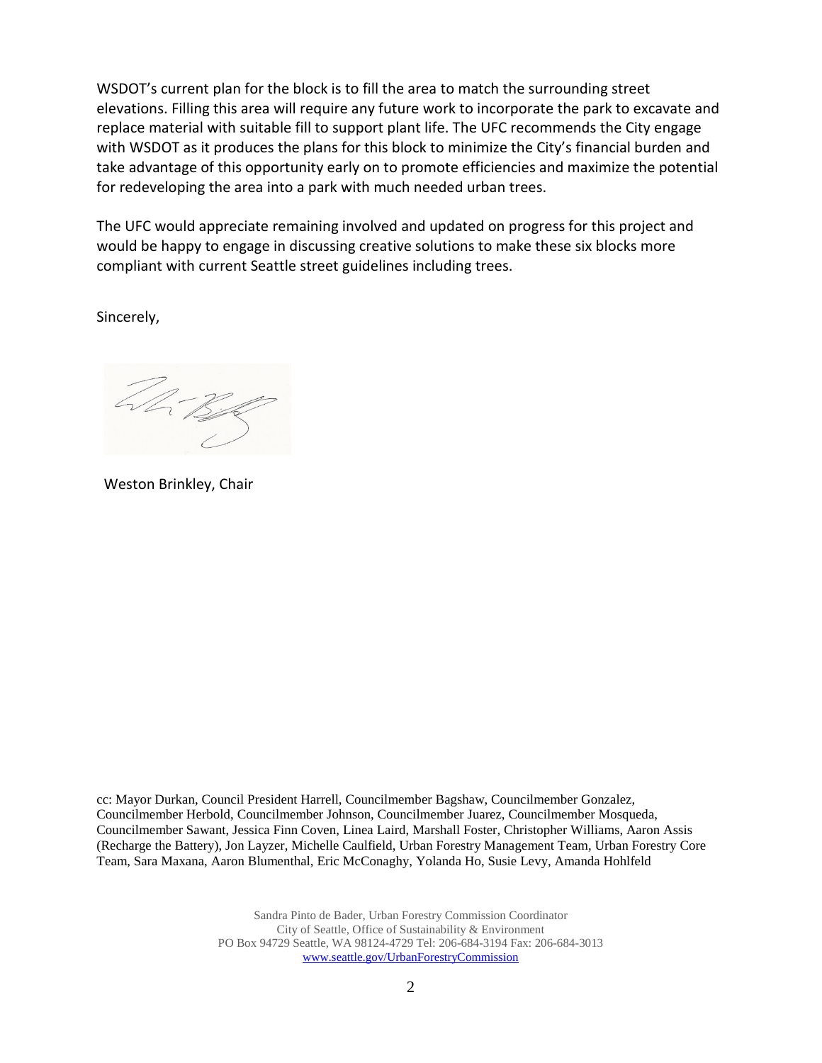WSDOT's current plan for the block is to fill the area to match the surrounding street elevations. Filling this area will require any future work to incorporate the park to excavate and replace material with suitable fill to support plant life. The UFC recommends the City engage with WSDOT as it produces the plans for this block to minimize the City's financial burden and take advantage of this opportunity early on to promote efficiencies and maximize the potential for redeveloping the area into a park with much needed urban trees.

The UFC would appreciate remaining involved and updated on progress for this project and would be happy to engage in discussing creative solutions to make these six blocks more compliant with current Seattle street guidelines including trees.

Sincerely,

Weston Brinkley, Chair

cc: Mayor Durkan, Council President Harrell, Councilmember Bagshaw, Councilmember Gonzalez, Councilmember Herbold, Councilmember Johnson, Councilmember Juarez, Councilmember Mosqueda, Councilmember Sawant, Jessica Finn Coven, Linea Laird, Marshall Foster, Christopher Williams, Aaron Assis (Recharge the Battery), Jon Layzer, Michelle Caulfield, Urban Forestry Management Team, Urban Forestry Core Team, Sara Maxana, Aaron Blumenthal, Eric McConaghy, Yolanda Ho, Susie Levy, Amanda Hohlfeld

Sandra Pinto de Bader, Urban Forestry Commission Coordinator
City of Seattle, Office of Sustainability & Environment
PO Box 94729 Seattle, WA 98124-4729 Tel: 206-684-3194 Fax: 206-684-3013
www.seattle.gov/UrbanForestryCommission